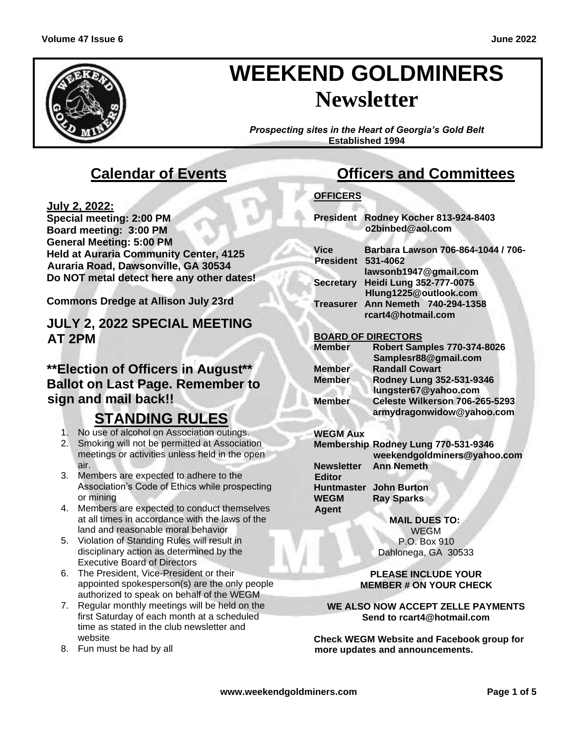# WEEKEND GOLDMINERS Newsletter

*Prospecting sites in the Heart of Georgia's Gold Belt*
**Established 1994**

## Calendar of Events

**July 2, 2022:**
**Special meeting: 2:00 PM**
**Board meeting: 3:00 PM**
**General Meeting: 5:00 PM**
**Held at Auraria Community Center, 4125 Auraria Road, Dawsonville, GA 30534**
**Do NOT metal detect here any other dates!**

**Commons Dredge at Allison July 23rd**

### JULY 2, 2022 SPECIAL MEETING AT 2PM

### **Election of Officers in August** Ballot on Last Page. Remember to sign and mail back!!

## STANDING RULES

1. No use of alcohol on Association outings.
2. Smoking will not be permitted at Association meetings or activities unless held in the open air.
3. Members are expected to adhere to the Association's Code of Ethics while prospecting or mining
4. Members are expected to conduct themselves at all times in accordance with the laws of the land and reasonable moral behavior
5. Violation of Standing Rules will result in disciplinary action as determined by the Executive Board of Directors
6. The President, Vice-President or their appointed spokesperson(s) are the only people authorized to speak on behalf of the WEGM
7. Regular monthly meetings will be held on the first Saturday of each month at a scheduled time as stated in the club newsletter and website
8. Fun must be had by all

## Officers and Committees

**OFFICERS**

**President** Rodney Kocher 813-924-8403
o2binbed@aol.com

**Vice President** Barbara Lawson 706-864-1044 / 706-531-4062
lawsonb1947@gmail.com

**Secretary** Heidi Lung 352-777-0075
Hlung1225@outlook.com

**Treasurer** Ann Nemeth 740-294-1358
rcart4@hotmail.com

**BOARD OF DIRECTORS**

**Member** Robert Samples 770-374-8026
Samplesr88@gmail.com

**Member** Randall Cowart

**Member** Rodney Lung 352-531-9346
lungster67@yahoo.com

**Member** Celeste Wilkerson 706-265-5293
armydragonwidow@yahoo.com

**WEGM Aux**

**Membership** Rodney Lung 770-531-9346
weekendgoldminers@yahoo.com

**Newsletter Editor** Ann Nemeth

**Huntmaster** John Burton

**WEGM Agent** Ray Sparks

**MAIL DUES TO:**
WEGM
P.O. Box 910
Dahlonega, GA 30533

**PLEASE INCLUDE YOUR MEMBER # ON YOUR CHECK**

**WE ALSO NOW ACCEPT ZELLE PAYMENTS Send to rcart4@hotmail.com**

**Check WEGM Website and Facebook group for more updates and announcements.**

www.weekendgoldminers.com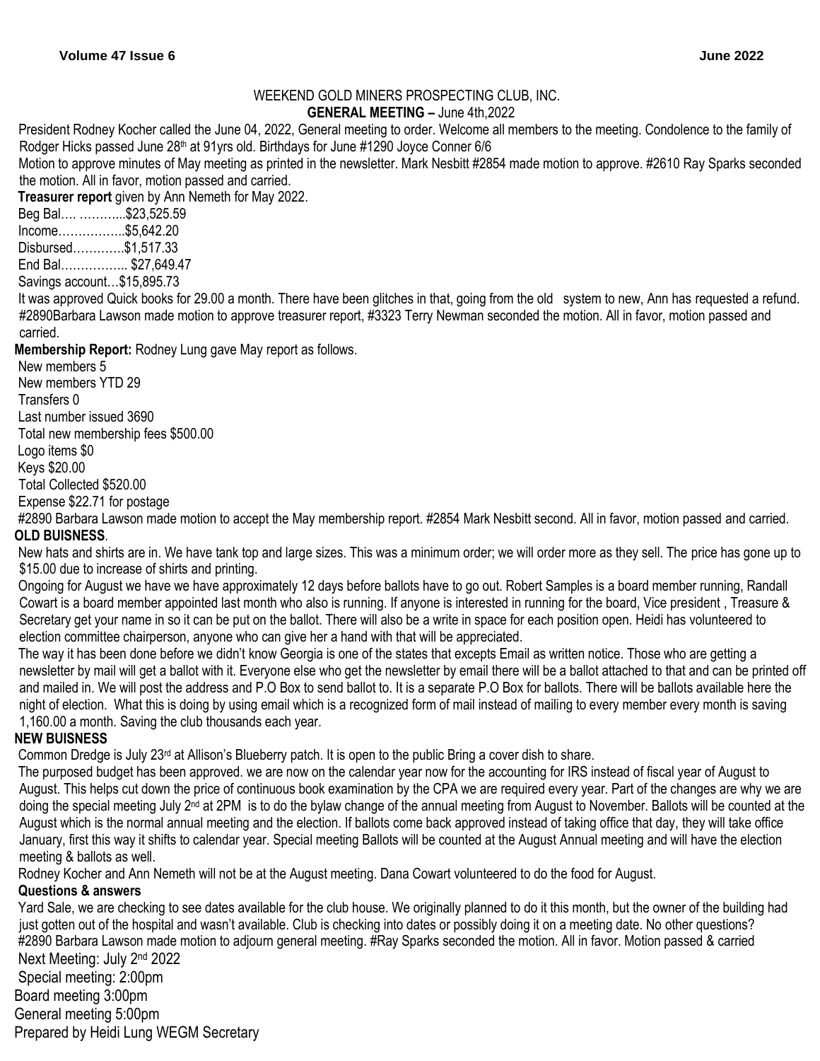WEEKEND GOLD MINERS PROSPECTING CLUB, INC.

**GENERAL MEETING –** June 4th,2022

President Rodney Kocher called the June 04, 2022, General meeting to order. Welcome all members to the meeting. Condolence to the family of Rodger Hicks passed June 28th at 91yrs old. Birthdays for June #1290 Joyce Conner 6/6

Motion to approve minutes of May meeting as printed in the newsletter. Mark Nesbitt #2854 made motion to approve. #2610 Ray Sparks seconded the motion. All in favor, motion passed and carried.

**Treasurer report** given by Ann Nemeth for May 2022.

Beg Bal…. ………...$23,525.59

Income……………..$5,642.20

Disbursed…………$1,517.33

End Bal…………….. $27,649.47

Savings account…$15,895.73

It was approved Quick books for 29.00 a month. There have been glitches in that, going from the old system to new, Ann has requested a refund. #2890Barbara Lawson made motion to approve treasurer report, #3323 Terry Newman seconded the motion. All in favor, motion passed and carried.

**Membership Report:** Rodney Lung gave May report as follows.

New members 5

New members YTD 29

Transfers 0

Last number issued 3690

Total new membership fees $500.00

Logo items $0

Keys $20.00

Total Collected $520.00

Expense $22.71 for postage

#2890 Barbara Lawson made motion to accept the May membership report. #2854 Mark Nesbitt second. All in favor, motion passed and carried.

**OLD BUISNESS**.

New hats and shirts are in. We have tank top and large sizes. This was a minimum order; we will order more as they sell. The price has gone up to $15.00 due to increase of shirts and printing.

Ongoing for August we have we have approximately 12 days before ballots have to go out. Robert Samples is a board member running, Randall Cowart is a board member appointed last month who also is running. If anyone is interested in running for the board, Vice president , Treasure & Secretary get your name in so it can be put on the ballot. There will also be a write in space for each position open. Heidi has volunteered to election committee chairperson, anyone who can give her a hand with that will be appreciated.

The way it has been done before we didn't know Georgia is one of the states that excepts Email as written notice. Those who are getting a newsletter by mail will get a ballot with it. Everyone else who get the newsletter by email there will be a ballot attached to that and can be printed off and mailed in. We will post the address and P.O Box to send ballot to. It is a separate P.O Box for ballots. There will be ballots available here the night of election. What this is doing by using email which is a recognized form of mail instead of mailing to every member every month is saving 1,160.00 a month. Saving the club thousands each year.

**NEW BUISNESS**

Common Dredge is July 23rd at Allison's Blueberry patch. It is open to the public Bring a cover dish to share.

The purposed budget has been approved. we are now on the calendar year now for the accounting for IRS instead of fiscal year of August to August. This helps cut down the price of continuous book examination by the CPA we are required every year. Part of the changes are why we are doing the special meeting July 2nd at 2PM is to do the bylaw change of the annual meeting from August to November. Ballots will be counted at the August which is the normal annual meeting and the election. If ballots come back approved instead of taking office that day, they will take office January, first this way it shifts to calendar year. Special meeting Ballots will be counted at the August Annual meeting and will have the election meeting & ballots as well.

Rodney Kocher and Ann Nemeth will not be at the August meeting. Dana Cowart volunteered to do the food for August.

**Questions & answers**

Yard Sale, we are checking to see dates available for the club house. We originally planned to do it this month, but the owner of the building had just gotten out of the hospital and wasn't available. Club is checking into dates or possibly doing it on a meeting date. No other questions? #2890 Barbara Lawson made motion to adjourn general meeting. #Ray Sparks seconded the motion. All in favor. Motion passed & carried

Next Meeting: July 2nd 2022

Special meeting: 2:00pm

Board meeting 3:00pm

General meeting 5:00pm

Prepared by Heidi Lung WEGM Secretary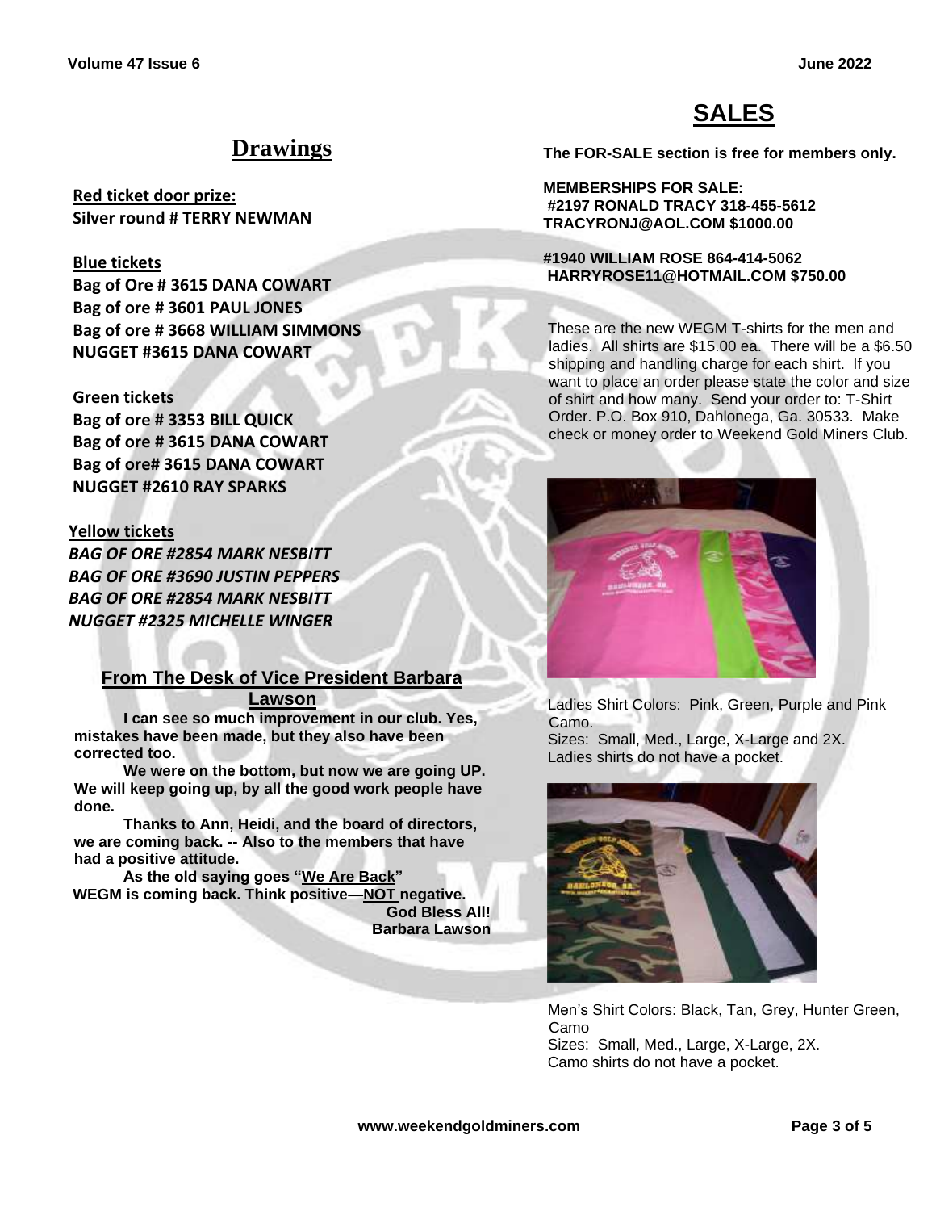## Drawings

**Red ticket door prize:**
**Silver round # TERRY NEWMAN**

**Blue tickets**
**Bag of Ore # 3615 DANA COWART**
**Bag of ore # 3601 PAUL JONES**
**Bag of ore # 3668 WILLIAM SIMMONS**
**NUGGET #3615 DANA COWART**

**Green tickets**
**Bag of ore # 3353 BILL QUICK**
**Bag of ore # 3615 DANA COWART**
**Bag of ore# 3615 DANA COWART**
**NUGGET #2610 RAY SPARKS**

**Yellow tickets**
***BAG OF ORE #2854 MARK NESBITT***
***BAG OF ORE #3690 JUSTIN PEPPERS***
***BAG OF ORE #2854 MARK NESBITT***
***NUGGET #2325 MICHELLE WINGER***

### From The Desk of Vice President Barbara Lawson

**I can see so much improvement in our club. Yes, mistakes have been made, but they also have been corrected too.**

**We were on the bottom, but now we are going UP. We will keep going up, by all the good work people have done.**

**Thanks to Ann, Heidi, and the board of directors, we are coming back. -- Also to the members that have had a positive attitude.**

**As the old saying goes "We Are Back"**
**WEGM is coming back. Think positive—NOT negative.**

**God Bless All!**
**Barbara Lawson**

## SALES

**The FOR-SALE section is free for members only.**

**MEMBERSHIPS FOR SALE:**
**#2197 RONALD TRACY 318-455-5612**
**TRACYRONJ@AOL.COM $1000.00**

**#1940 WILLIAM ROSE 864-414-5062**
**HARRYROSE11@HOTMAIL.COM $750.00**

These are the new WEGM T-shirts for the men and ladies. All shirts are $15.00 ea. There will be a $6.50 shipping and handling charge for each shirt. If you want to place an order please state the color and size of shirt and how many. Send your order to: T-Shirt Order. P.O. Box 910, Dahlonega, Ga. 30533. Make check or money order to Weekend Gold Miners Club.

Ladies Shirt Colors: Pink, Green, Purple and Pink Camo.
Sizes: Small, Med., Large, X-Large and 2X.
Ladies shirts do not have a pocket.

Men's Shirt Colors: Black, Tan, Grey, Hunter Green, Camo
Sizes: Small, Med., Large, X-Large, 2X.
Camo shirts do not have a pocket.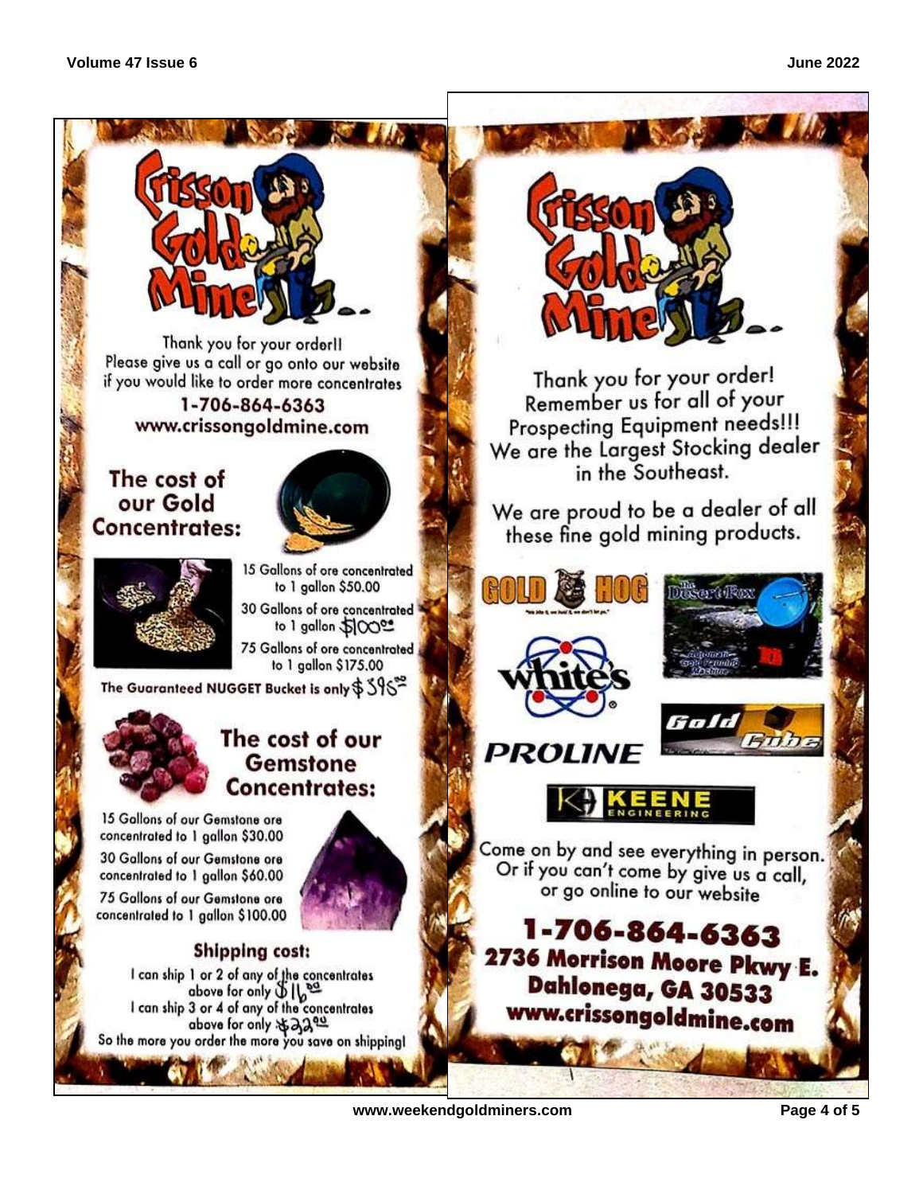# Crisson Gold Mine

Thank you for your order!! Please give us a call or go onto our website if you would like to order more concentrates

1-706-864-6363
www.crissongoldmine.com

## The cost of our Gold Concentrates:

15 Gallons of ore concentrated to 1 gallon $50.00

30 Gallons of ore concentrated to 1 gallon $100.00

75 Gallons of ore concentrated to 1 gallon $175.00

The Guaranteed NUGGET Bucket is only $395.00

## The cost of our Gemstone Concentrates:

15 Gallons of our Gemstone ore concentrated to 1 gallon $30.00

30 Gallons of our Gemstone ore concentrated to 1 gallon $60.00

75 Gallons of our Gemstone ore concentrated to 1 gallon $100.00

## Shipping cost:

I can ship 1 or 2 of any of the concentrates above for only $16.00

I can ship 3 or 4 of any of the concentrates above for only $22.00

So the more you order the more you save on shipping!

# Crisson Gold Mine

Thank you for your order! Remember us for all of your Prospecting Equipment needs!!! We are the Largest Stocking dealer in the Southeast.

We are proud to be a dealer of all these fine gold mining products.

GOLD HOG

The Desert Fox

White's

PROLINE

Gold Cube

KEENE ENGINEERING

Come on by and see everything in person. Or if you can't come by give us a call, or go online to our website

**1-706-864-6363**
**2736 Morrison Moore Pkwy E.**
**Dahlonega, GA 30533**
**www.crissongoldmine.com**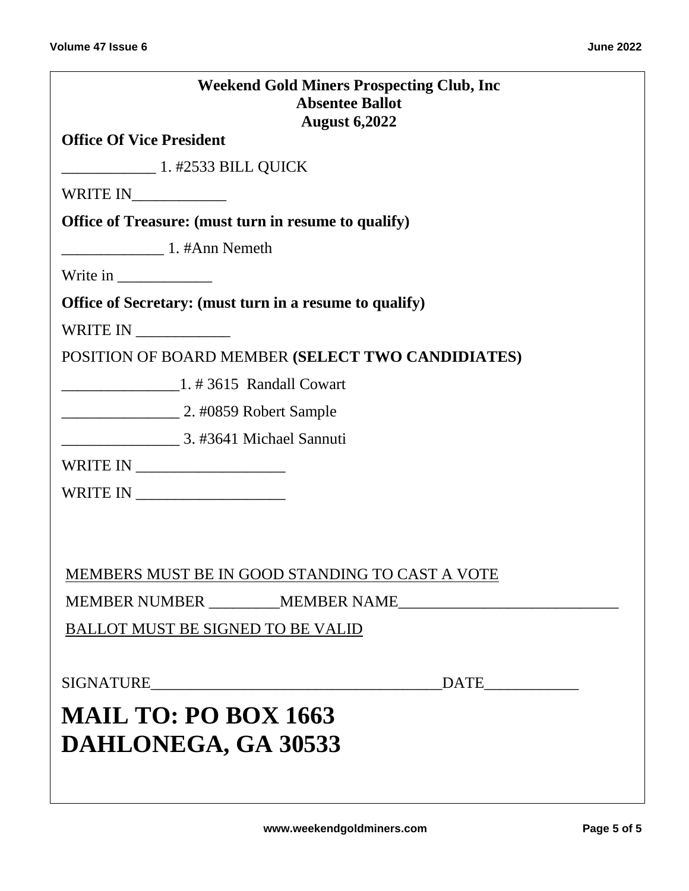**Weekend Gold Miners Prospecting Club, Inc**
**Absentee Ballot**
**August 6,2022**

**Office Of Vice President**

____________ 1. #2533 BILL QUICK

WRITE IN____________

**Office of Treasure: (must turn in resume to qualify)**

_____________ 1. #Ann Nemeth

Write in ____________

**Office of Secretary: (must turn in a resume to qualify)**

WRITE IN ____________

POSITION OF BOARD MEMBER **(SELECT TWO CANDIDIATES)**

_______________1. # 3615 Randall Cowart

_______________ 2. #0859 Robert Sample

_______________ 3. #3641 Michael Sannuti

WRITE IN ___________________

WRITE IN ___________________

MEMBERS MUST BE IN GOOD STANDING TO CAST A VOTE

MEMBER NUMBER _________MEMBER NAME____________________________

BALLOT MUST BE SIGNED TO BE VALID

SIGNATURE_____________________________________DATE____________

# MAIL TO: PO BOX 1663
# DAHLONEGA, GA 30533